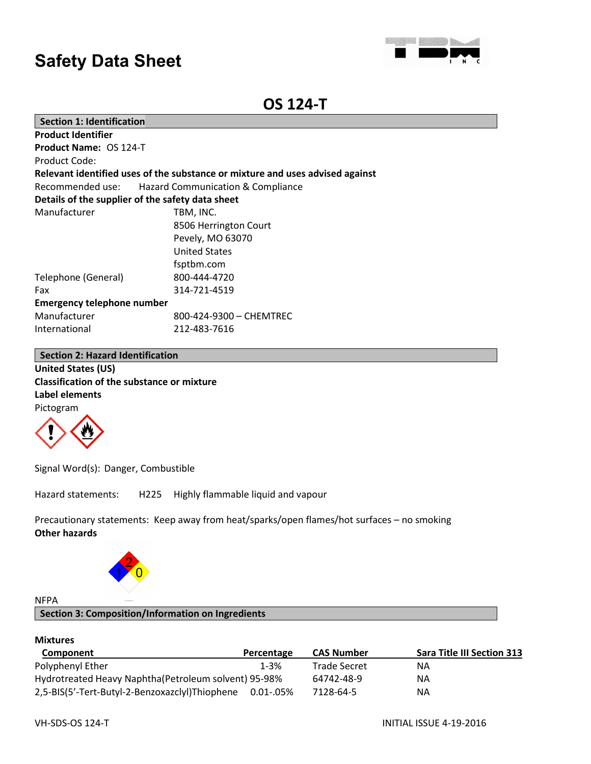# Safety Data Sheet

## OS 124-T

### Section 1: Identification

**Product Identifier**

**Product Name:** OS 124-T

Product Code:

**Relevant identified uses of the substance or mixture and uses advised against**

Recommended use: Hazard Communication & Compliance

**Details of the supplier of the safety data sheet**

| | |
|---|---|
| Manufacturer | TBM, INC.<br>8506 Herrington Court<br>Pevely, MO 63070<br>United States<br>fsptbm.com |
| Telephone (General) | 800-444-4720 |
| Fax | 314-721-4519 |

**Emergency telephone number**

| | |
|---|---|
| Manufacturer | 800-424-9300 – CHEMTREC |
| International | 212-483-7616 |

### Section 2: Hazard Identification

**United States (US)**

**Classification of the substance or mixture**

**Label elements**

Pictogram

Signal Word(s): Danger, Combustible

Hazard statements: H225 Highly flammable liquid and vapour

Precautionary statements: Keep away from heat/sparks/open flames/hot surfaces – no smoking

**Other hazards**

NFPA

### Section 3: Composition/Information on Ingredients

**Mixtures**

| Component | Percentage | CAS Number | Sara Title III Section 313 |
|---|---|---|---|
| Polyphenyl Ether | 1-3% | Trade Secret | NA |
| Hydrotreated Heavy Naphtha(Petroleum solvent) | 95-98% | 64742-48-9 | NA |
| 2,5-BIS(5'-Tert-Butyl-2-Benzoxazclyl)Thiophene | 0.01-.05% | 7128-64-5 | NA |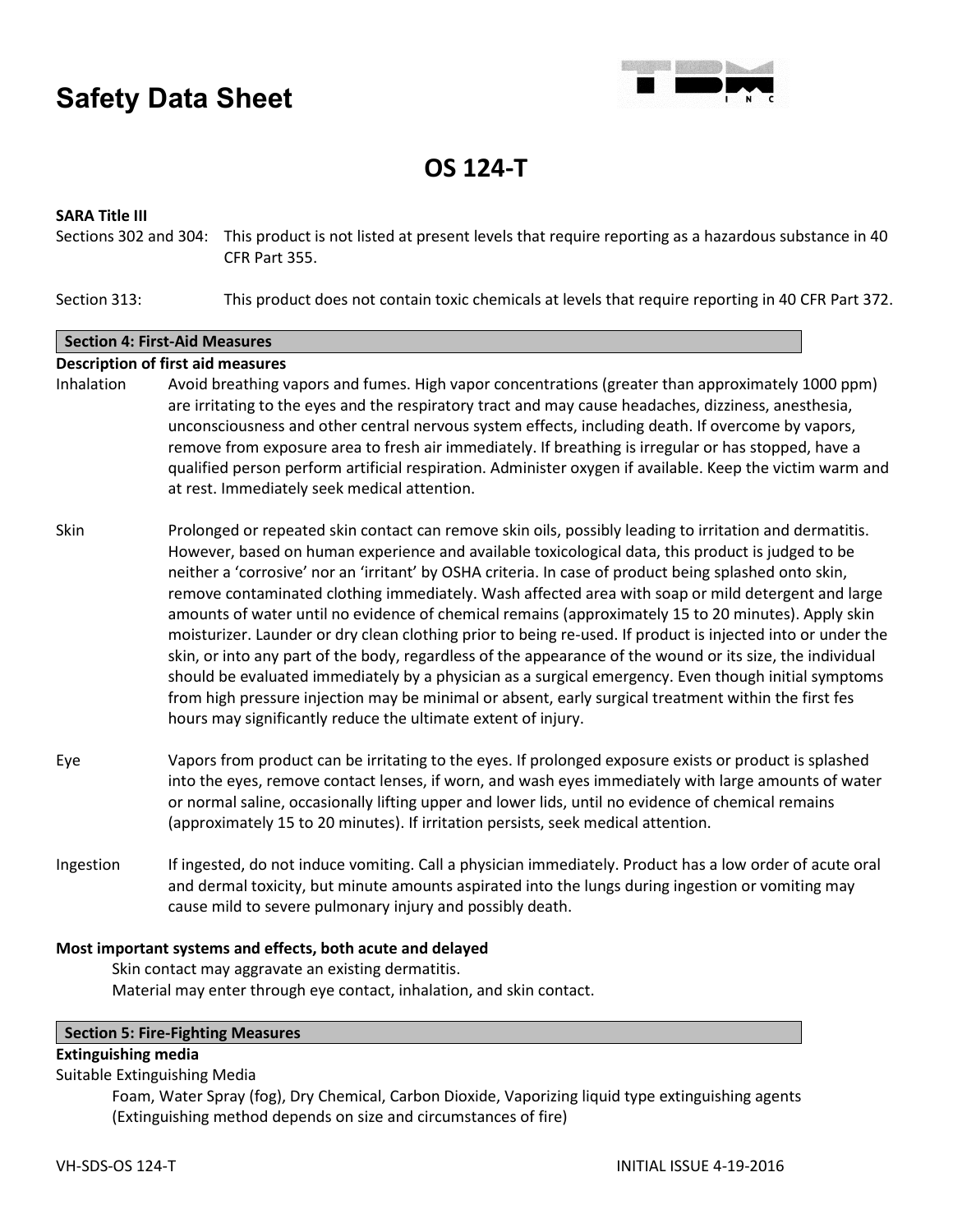# Safety Data Sheet

## OS 124-T

**SARA Title III**

Sections 302 and 304: This product is not listed at present levels that require reporting as a hazardous substance in 40 CFR Part 355.

Section 313: This product does not contain toxic chemicals at levels that require reporting in 40 CFR Part 372.

### Section 4: First-Aid Measures

**Description of first aid measures**

Inhalation: Avoid breathing vapors and fumes. High vapor concentrations (greater than approximately 1000 ppm) are irritating to the eyes and the respiratory tract and may cause headaches, dizziness, anesthesia, unconsciousness and other central nervous system effects, including death. If overcome by vapors, remove from exposure area to fresh air immediately. If breathing is irregular or has stopped, have a qualified person perform artificial respiration. Administer oxygen if available. Keep the victim warm and at rest. Immediately seek medical attention.

Skin: Prolonged or repeated skin contact can remove skin oils, possibly leading to irritation and dermatitis. However, based on human experience and available toxicological data, this product is judged to be neither a 'corrosive' nor an 'irritant' by OSHA criteria. In case of product being splashed onto skin, remove contaminated clothing immediately. Wash affected area with soap or mild detergent and large amounts of water until no evidence of chemical remains (approximately 15 to 20 minutes). Apply skin moisturizer. Launder or dry clean clothing prior to being re-used. If product is injected into or under the skin, or into any part of the body, regardless of the appearance of the wound or its size, the individual should be evaluated immediately by a physician as a surgical emergency. Even though initial symptoms from high pressure injection may be minimal or absent, early surgical treatment within the first fes hours may significantly reduce the ultimate extent of injury.

Eye: Vapors from product can be irritating to the eyes. If prolonged exposure exists or product is splashed into the eyes, remove contact lenses, if worn, and wash eyes immediately with large amounts of water or normal saline, occasionally lifting upper and lower lids, until no evidence of chemical remains (approximately 15 to 20 minutes). If irritation persists, seek medical attention.

Ingestion: If ingested, do not induce vomiting. Call a physician immediately. Product has a low order of acute oral and dermal toxicity, but minute amounts aspirated into the lungs during ingestion or vomiting may cause mild to severe pulmonary injury and possibly death.

**Most important systems and effects, both acute and delayed**

Skin contact may aggravate an existing dermatitis.
Material may enter through eye contact, inhalation, and skin contact.

### Section 5: Fire-Fighting Measures

**Extinguishing media**

Suitable Extinguishing Media

Foam, Water Spray (fog), Dry Chemical, Carbon Dioxide, Vaporizing liquid type extinguishing agents (Extinguishing method depends on size and circumstances of fire)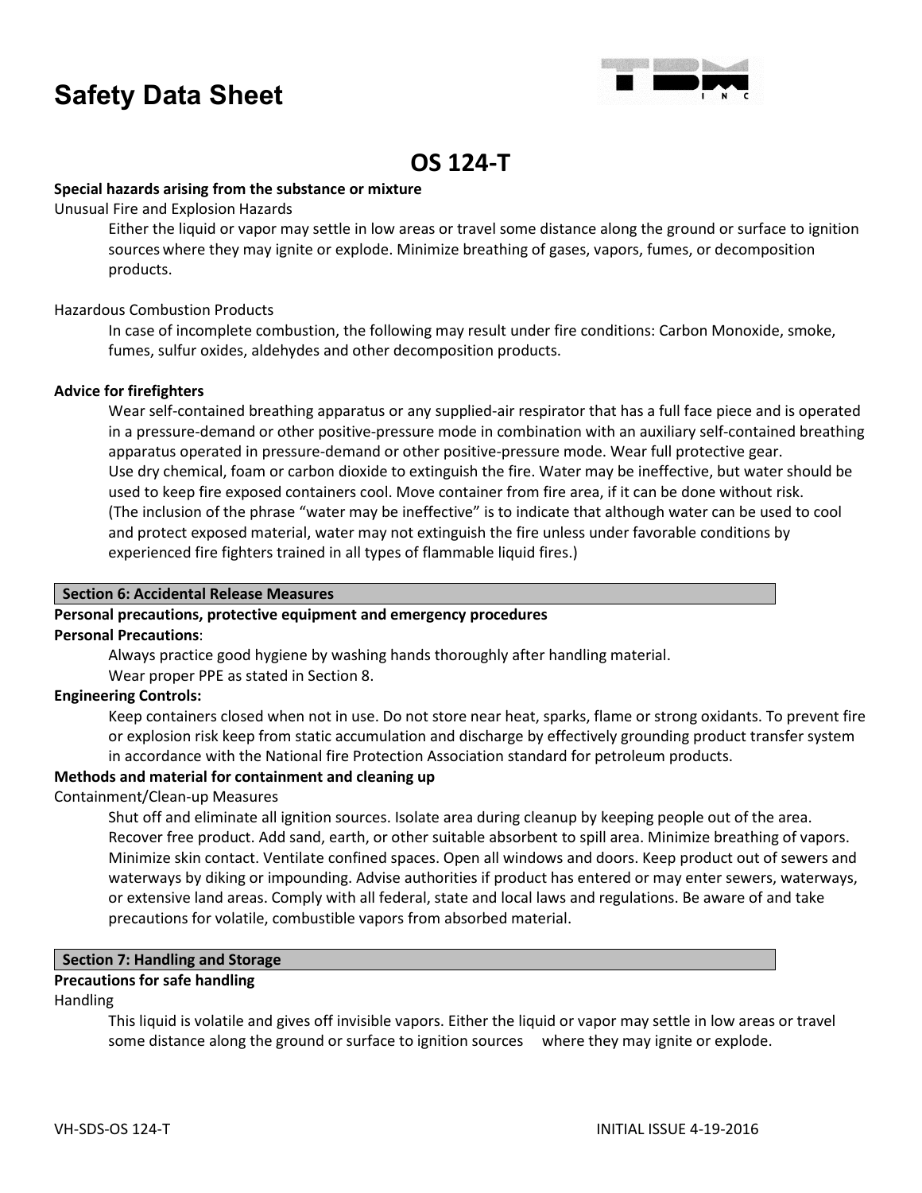# Safety Data Sheet

## OS 124-T

**Special hazards arising from the substance or mixture**

Unusual Fire and Explosion Hazards

Either the liquid or vapor may settle in low areas or travel some distance along the ground or surface to ignition sources where they may ignite or explode. Minimize breathing of gases, vapors, fumes, or decomposition products.

Hazardous Combustion Products

In case of incomplete combustion, the following may result under fire conditions: Carbon Monoxide, smoke, fumes, sulfur oxides, aldehydes and other decomposition products.

**Advice for firefighters**

Wear self-contained breathing apparatus or any supplied-air respirator that has a full face piece and is operated in a pressure-demand or other positive-pressure mode in combination with an auxiliary self-contained breathing apparatus operated in pressure-demand or other positive-pressure mode. Wear full protective gear.
Use dry chemical, foam or carbon dioxide to extinguish the fire. Water may be ineffective, but water should be used to keep fire exposed containers cool. Move container from fire area, if it can be done without risk.
(The inclusion of the phrase "water may be ineffective" is to indicate that although water can be used to cool and protect exposed material, water may not extinguish the fire unless under favorable conditions by experienced fire fighters trained in all types of flammable liquid fires.)

### Section 6: Accidental Release Measures

**Personal precautions, protective equipment and emergency procedures**

**Personal Precautions**:

Always practice good hygiene by washing hands thoroughly after handling material.
Wear proper PPE as stated in Section 8.

**Engineering Controls:**

Keep containers closed when not in use. Do not store near heat, sparks, flame or strong oxidants. To prevent fire or explosion risk keep from static accumulation and discharge by effectively grounding product transfer system in accordance with the National fire Protection Association standard for petroleum products.

**Methods and material for containment and cleaning up**

Containment/Clean-up Measures

Shut off and eliminate all ignition sources. Isolate area during cleanup by keeping people out of the area. Recover free product. Add sand, earth, or other suitable absorbent to spill area. Minimize breathing of vapors. Minimize skin contact. Ventilate confined spaces. Open all windows and doors. Keep product out of sewers and waterways by diking or impounding. Advise authorities if product has entered or may enter sewers, waterways, or extensive land areas. Comply with all federal, state and local laws and regulations. Be aware of and take precautions for volatile, combustible vapors from absorbed material.

### Section 7: Handling and Storage

**Precautions for safe handling**

Handling

This liquid is volatile and gives off invisible vapors. Either the liquid or vapor may settle in low areas or travel some distance along the ground or surface to ignition sources where they may ignite or explode.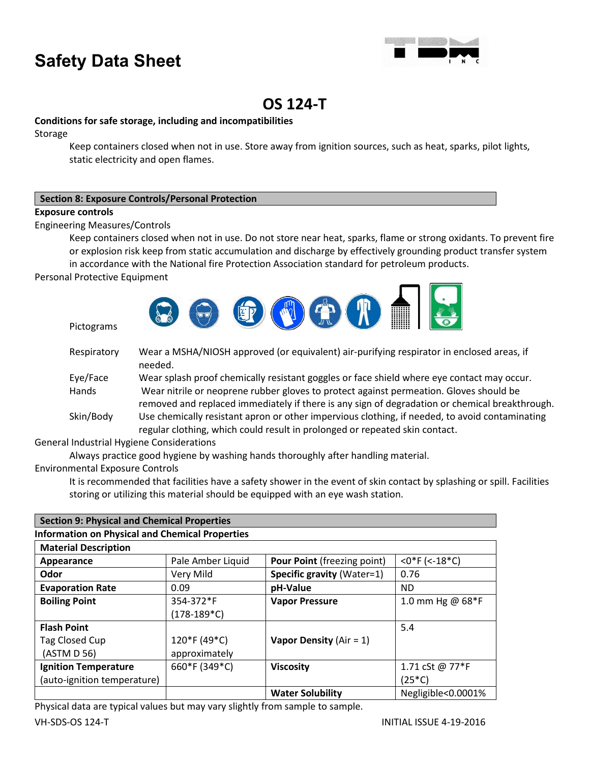# Safety Data Sheet

## OS 124-T

**Conditions for safe storage, including and incompatibilities**

Storage

Keep containers closed when not in use. Store away from ignition sources, such as heat, sparks, pilot lights, static electricity and open flames.

### Section 8: Exposure Controls/Personal Protection

**Exposure controls**

Engineering Measures/Controls

Keep containers closed when not in use. Do not store near heat, sparks, flame or strong oxidants. To prevent fire or explosion risk keep from static accumulation and discharge by effectively grounding product transfer system in accordance with the National fire Protection Association standard for petroleum products.

Personal Protective Equipment

Pictograms

| | |
|---|---|
| Respiratory | Wear a MSHA/NIOSH approved (or equivalent) air-purifying respirator in enclosed areas, if needed. |
| Eye/Face | Wear splash proof chemically resistant goggles or face shield where eye contact may occur. |
| Hands | Wear nitrile or neoprene rubber gloves to protect against permeation. Gloves should be removed and replaced immediately if there is any sign of degradation or chemical breakthrough. |
| Skin/Body | Use chemically resistant apron or other impervious clothing, if needed, to avoid contaminating regular clothing, which could result in prolonged or repeated skin contact. |

General Industrial Hygiene Considerations

Always practice good hygiene by washing hands thoroughly after handling material.

Environmental Exposure Controls

It is recommended that facilities have a safety shower in the event of skin contact by splashing or spill. Facilities storing or utilizing this material should be equipped with an eye wash station.

### Section 9: Physical and Chemical Properties

**Information on Physical and Chemical Properties**

| **Material Description** | | | |
|---|---|---|---|
| **Appearance** | Pale Amber Liquid | **Pour Point** (freezing point) | <0*F (<-18*C) |
| **Odor** | Very Mild | **Specific gravity** (Water=1) | 0.76 |
| **Evaporation Rate** | 0.09 | **pH-Value** | ND |
| **Boiling Point** | 354-372*F (178-189*C) | **Vapor Pressure** | 1.0 mm Hg @ 68*F |
| **Flash Point** Tag Closed Cup (ASTM D 56) | 120*F (49*C) approximately | **Vapor Density** (Air = 1) | 5.4 |
| **Ignition Temperature** (auto-ignition temperature) | 660*F (349*C) | **Viscosity** | 1.71 cSt @ 77*F (25*C) |
| | | **Water Solubility** | Negligible<0.0001% |

Physical data are typical values but may vary slightly from sample to sample.

VH-SDS-OS 124-T INITIAL ISSUE 4-19-2016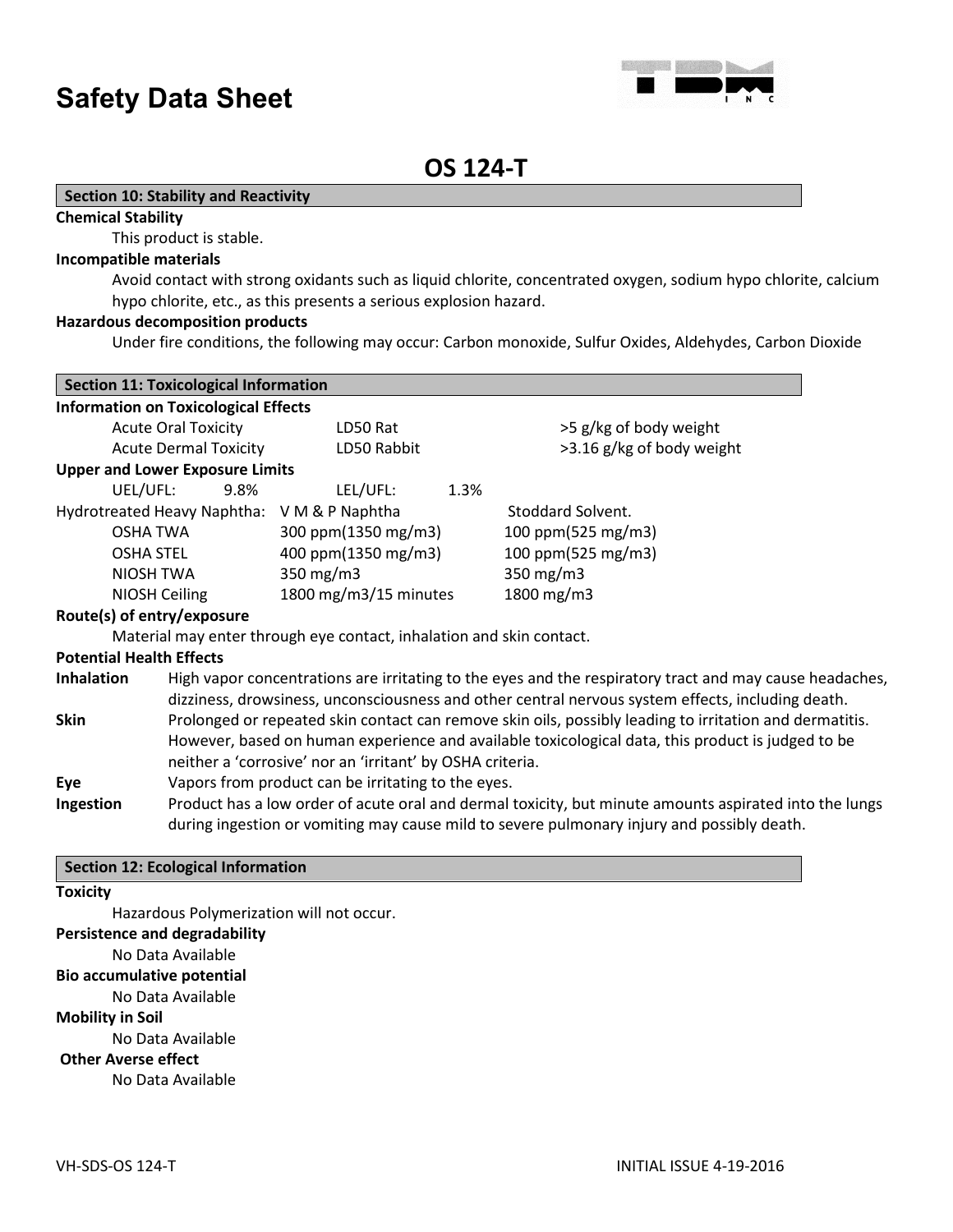# Safety Data Sheet

## OS 124-T

### Section 10: Stability and Reactivity

**Chemical Stability**

This product is stable.

**Incompatible materials**

Avoid contact with strong oxidants such as liquid chlorite, concentrated oxygen, sodium hypo chlorite, calcium hypo chlorite, etc., as this presents a serious explosion hazard.

**Hazardous decomposition products**

Under fire conditions, the following may occur: Carbon monoxide, Sulfur Oxides, Aldehydes, Carbon Dioxide

### Section 11: Toxicological Information

**Information on Toxicological Effects**

| | | |
|---|---|---|
| Acute Oral Toxicity | LD50 Rat | >5 g/kg of body weight |
| Acute Dermal Toxicity | LD50 Rabbit | >3.16 g/kg of body weight |

**Upper and Lower Exposure Limits**

UEL/UFL: 9.8% LEL/UFL: 1.3%

| Hydrotreated Heavy Naphtha: | V M & P Naphtha | Stoddard Solvent. |
|---|---|---|
| OSHA TWA | 300 ppm(1350 mg/m3) | 100 ppm(525 mg/m3) |
| OSHA STEL | 400 ppm(1350 mg/m3) | 100 ppm(525 mg/m3) |
| NIOSH TWA | 350 mg/m3 | 350 mg/m3 |
| NIOSH Ceiling | 1800 mg/m3/15 minutes | 1800 mg/m3 |

**Route(s) of entry/exposure**

Material may enter through eye contact, inhalation and skin contact.

**Potential Health Effects**

**Inhalation** High vapor concentrations are irritating to the eyes and the respiratory tract and may cause headaches, dizziness, drowsiness, unconsciousness and other central nervous system effects, including death.

**Skin** Prolonged or repeated skin contact can remove skin oils, possibly leading to irritation and dermatitis. However, based on human experience and available toxicological data, this product is judged to be neither a 'corrosive' nor an 'irritant' by OSHA criteria.

**Eye** Vapors from product can be irritating to the eyes.

**Ingestion** Product has a low order of acute oral and dermal toxicity, but minute amounts aspirated into the lungs during ingestion or vomiting may cause mild to severe pulmonary injury and possibly death.

### Section 12: Ecological Information

**Toxicity**

Hazardous Polymerization will not occur.

**Persistence and degradability**

No Data Available

**Bio accumulative potential**

No Data Available

**Mobility in Soil**

No Data Available

**Other Averse effect**

No Data Available

VH-SDS-OS 124-T INITIAL ISSUE 4-19-2016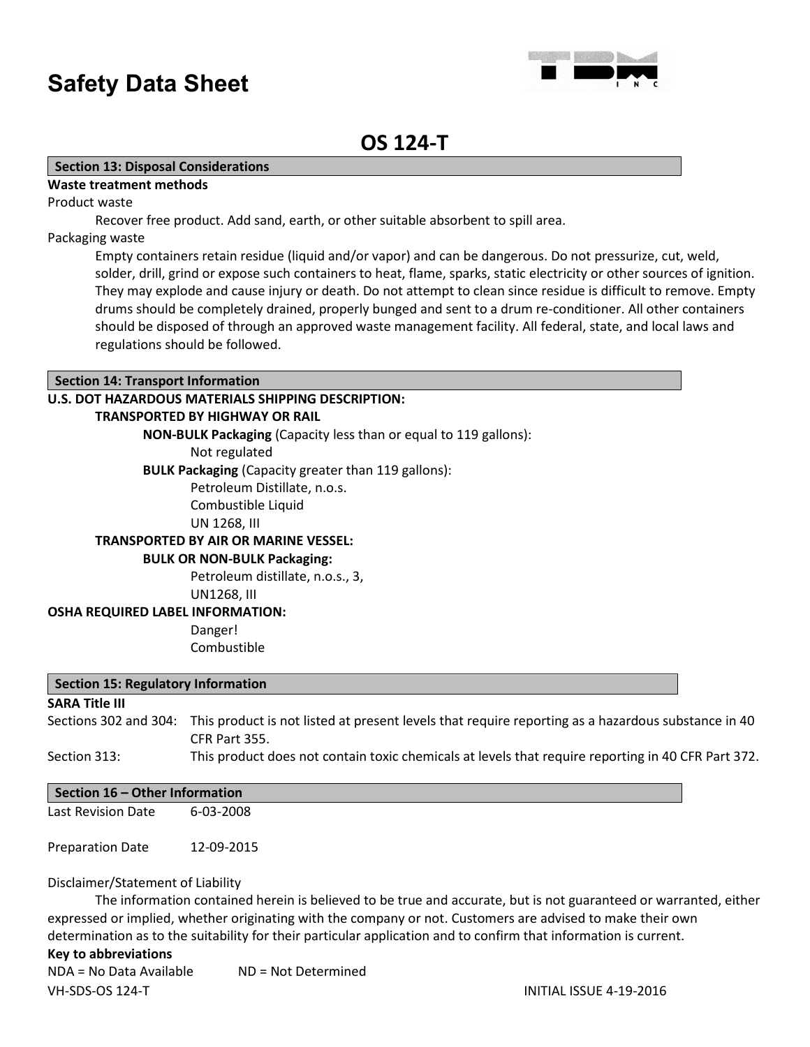# Safety Data Sheet

## OS 124-T

### Section 13: Disposal Considerations

**Waste treatment methods**

Product waste

Recover free product. Add sand, earth, or other suitable absorbent to spill area.

Packaging waste

Empty containers retain residue (liquid and/or vapor) and can be dangerous. Do not pressurize, cut, weld, solder, drill, grind or expose such containers to heat, flame, sparks, static electricity or other sources of ignition. They may explode and cause injury or death. Do not attempt to clean since residue is difficult to remove. Empty drums should be completely drained, properly bunged and sent to a drum re-conditioner. All other containers should be disposed of through an approved waste management facility. All federal, state, and local laws and regulations should be followed.

### Section 14: Transport Information

**U.S. DOT HAZARDOUS MATERIALS SHIPPING DESCRIPTION:**

**TRANSPORTED BY HIGHWAY OR RAIL**

**NON-BULK Packaging** (Capacity less than or equal to 119 gallons):

Not regulated

**BULK Packaging** (Capacity greater than 119 gallons):

Petroleum Distillate, n.o.s.
Combustible Liquid
UN 1268, III

**TRANSPORTED BY AIR OR MARINE VESSEL:**

**BULK OR NON-BULK Packaging:**

Petroleum distillate, n.o.s., 3,
UN1268, III

**OSHA REQUIRED LABEL INFORMATION:**

Danger!
Combustible

### Section 15: Regulatory Information

**SARA Title III**

| | |
|---|---|
| Sections 302 and 304: | This product is not listed at present levels that require reporting as a hazardous substance in 40 CFR Part 355. |
| Section 313: | This product does not contain toxic chemicals at levels that require reporting in 40 CFR Part 372. |

### Section 16 – Other Information

| | |
|---|---|
| Last Revision Date | 6-03-2008 |
| Preparation Date | 12-09-2015 |

Disclaimer/Statement of Liability

The information contained herein is believed to be true and accurate, but is not guaranteed or warranted, either expressed or implied, whether originating with the company or not. Customers are advised to make their own determination as to the suitability for their particular application and to confirm that information is current.

**Key to abbreviations**

NDA = No Data Available ND = Not Determined

VH-SDS-OS 124-T INITIAL ISSUE 4-19-2016